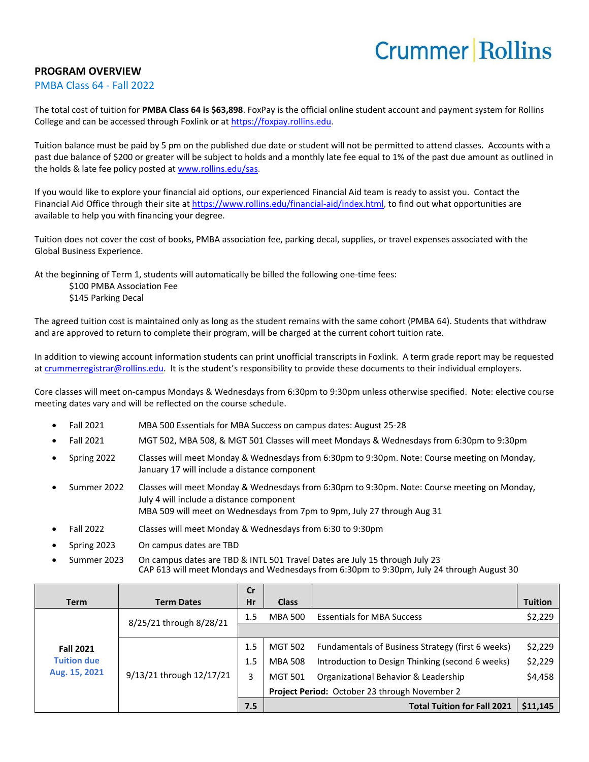Crummer | Rollins

## PROGRAM OVERVIEW

PMBA Class 64 - Fall 2022

The total cost of tuition for **PMBA Class 64 is $63,898**. FoxPay is the official online student account and payment system for Rollins College and can be accessed through Foxlink or at https://foxpay.rollins.edu.

Tuition balance must be paid by 5 pm on the published due date or student will not be permitted to attend classes. Accounts with a past due balance of $200 or greater will be subject to holds and a monthly late fee equal to 1% of the past due amount as outlined in the holds & late fee policy posted at www.rollins.edu/sas.

If you would like to explore your financial aid options, our experienced Financial Aid team is ready to assist you. Contact the Financial Aid Office through their site at https://www.rollins.edu/financial-aid/index.html, to find out what opportunities are available to help you with financing your degree.

Tuition does not cover the cost of books, PMBA association fee, parking decal, supplies, or travel expenses associated with the Global Business Experience.

At the beginning of Term 1, students will automatically be billed the following one-time fees:
$100 PMBA Association Fee
$145 Parking Decal

The agreed tuition cost is maintained only as long as the student remains with the same cohort (PMBA 64). Students that withdraw and are approved to return to complete their program, will be charged at the current cohort tuition rate.

In addition to viewing account information students can print unofficial transcripts in Foxlink. A term grade report may be requested at crummerregistrar@rollins.edu. It is the student's responsibility to provide these documents to their individual employers.

Core classes will meet on-campus Mondays & Wednesdays from 6:30pm to 9:30pm unless otherwise specified. Note: elective course meeting dates vary and will be reflected on the course schedule.

- Fall 2021 — MBA 500 Essentials for MBA Success on campus dates: August 25-28
- Fall 2021 — MGT 502, MBA 508, & MGT 501 Classes will meet Mondays & Wednesdays from 6:30pm to 9:30pm
- Spring 2022 — Classes will meet Monday & Wednesdays from 6:30pm to 9:30pm. Note: Course meeting on Monday, January 17 will include a distance component
- Summer 2022 — Classes will meet Monday & Wednesdays from 6:30pm to 9:30pm. Note: Course meeting on Monday, July 4 will include a distance component
  MBA 509 will meet on Wednesdays from 7pm to 9pm, July 27 through Aug 31
- Fall 2022 — Classes will meet Monday & Wednesdays from 6:30 to 9:30pm
- Spring 2023 — On campus dates are TBD
- Summer 2023 — On campus dates are TBD & INTL 501 Travel Dates are July 15 through July 23
  CAP 613 will meet Mondays and Wednesdays from 6:30pm to 9:30pm, July 24 through August 30

| Term | Term Dates | Cr Hr | Class | | Tuition |
|---|---|---|---|---|---|
| Fall 2021 Tuition due Aug. 15, 2021 | 8/25/21 through 8/28/21 | 1.5 | MBA 500 | Essentials for MBA Success | $2,229 |
| | | | | | |
| | 9/13/21 through 12/17/21 | 1.5 | MGT 502 | Fundamentals of Business Strategy (first 6 weeks) | $2,229 |
| | | 1.5 | MBA 508 | Introduction to Design Thinking (second 6 weeks) | $2,229 |
| | | 3 | MGT 501 | Organizational Behavior & Leadership | $4,458 |
| | | | **Project Period:** October 23 through November 2 | | |
| | | **7.5** | | **Total Tuition for Fall 2021** | **$11,145** |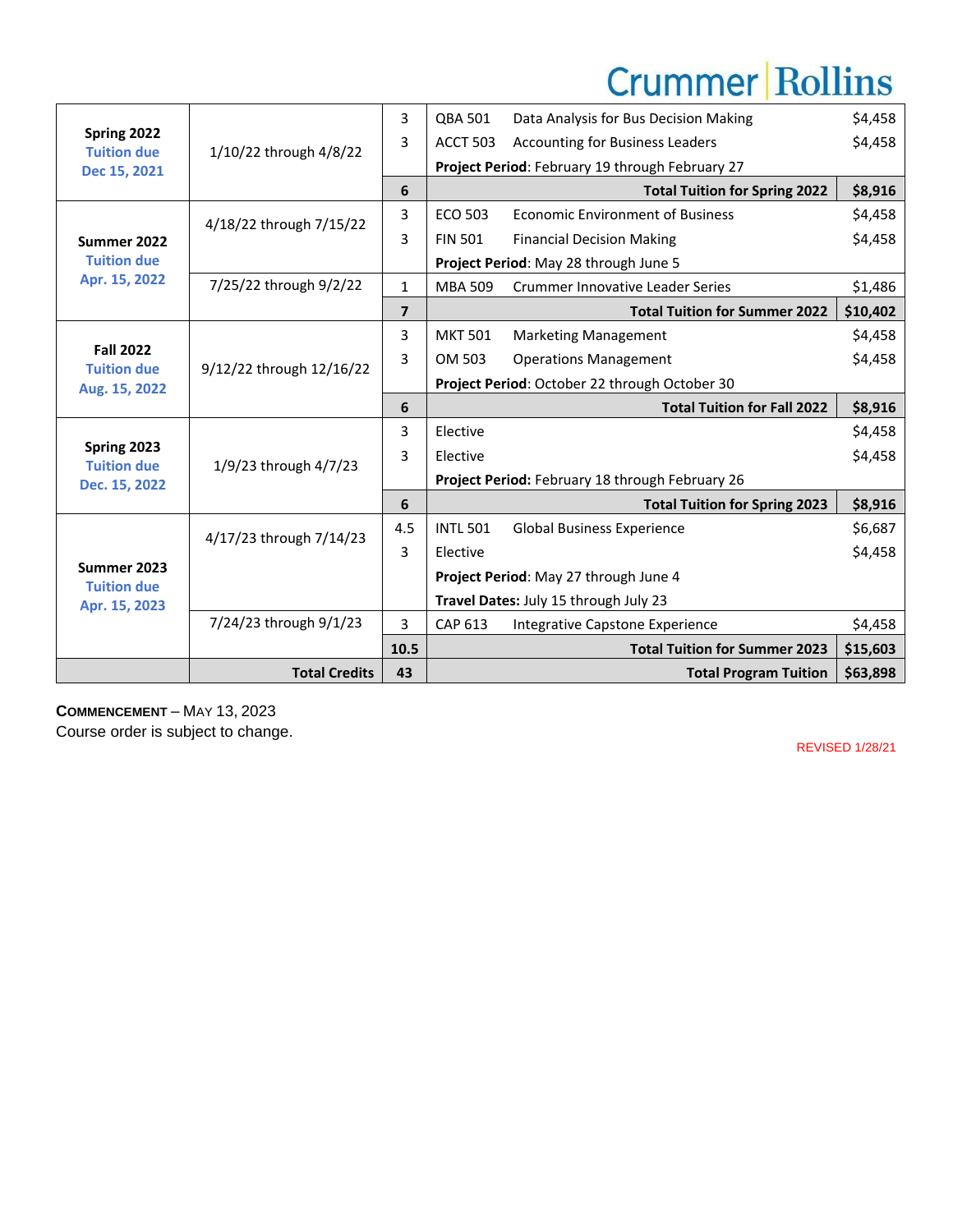Crummer | Rollins

| | | | | |
|---|---|---|---|---|
| **Spring 2022** Tuition due Dec 15, 2021 | 1/10/22 through 4/8/22 | 3 | QBA 501 Data Analysis for Bus Decision Making | $4,458 |
| | | 3 | ACCT 503 Accounting for Business Leaders | $4,458 |
| | | | **Project Period**: February 19 through February 27 | |
| | | **6** | **Total Tuition for Spring 2022** | **$8,916** |
| **Summer 2022** Tuition due Apr. 15, 2022 | 4/18/22 through 7/15/22 | 3 | ECO 503 Economic Environment of Business | $4,458 |
| | | 3 | FIN 501 Financial Decision Making | $4,458 |
| | | | **Project Period**: May 28 through June 5 | |
| | 7/25/22 through 9/2/22 | 1 | MBA 509 Crummer Innovative Leader Series | $1,486 |
| | | **7** | **Total Tuition for Summer 2022** | **$10,402** |
| **Fall 2022** Tuition due Aug. 15, 2022 | 9/12/22 through 12/16/22 | 3 | MKT 501 Marketing Management | $4,458 |
| | | 3 | OM 503 Operations Management | $4,458 |
| | | | **Project Period**: October 22 through October 30 | |
| | | **6** | **Total Tuition for Fall 2022** | **$8,916** |
| **Spring 2023** Tuition due Dec. 15, 2022 | 1/9/23 through 4/7/23 | 3 | Elective | $4,458 |
| | | 3 | Elective | $4,458 |
| | | | **Project Period:** February 18 through February 26 | |
| | | **6** | **Total Tuition for Spring 2023** | **$8,916** |
| **Summer 2023** Tuition due Apr. 15, 2023 | 4/17/23 through 7/14/23 | 4.5 | INTL 501 Global Business Experience | $6,687 |
| | | 3 | Elective | $4,458 |
| | | | **Project Period**: May 27 through June 4 | |
| | | | **Travel Dates:** July 15 through July 23 | |
| | 7/24/23 through 9/1/23 | 3 | CAP 613 Integrative Capstone Experience | $4,458 |
| | | **10.5** | **Total Tuition for Summer 2023** | **$15,603** |
| | **Total Credits** | **43** | **Total Program Tuition** | **$63,898** |

**COMMENCEMENT** – MAY 13, 2023
Course order is subject to change.

REVISED 1/28/21